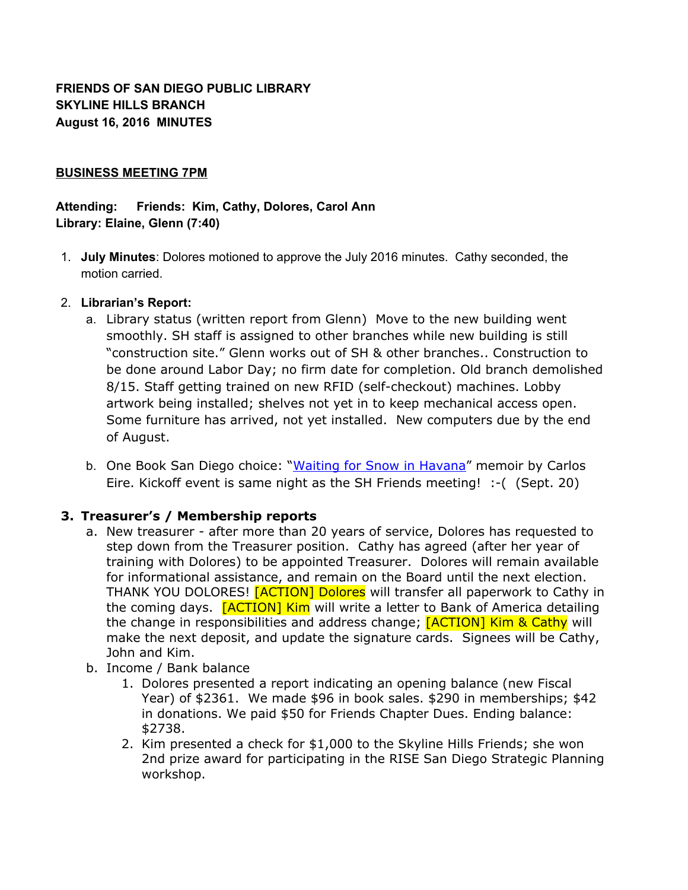**FRIENDS OF SAN DIEGO PUBLIC LIBRARY**
**SKYLINE HILLS BRANCH**
**August 16, 2016  MINUTES**

**BUSINESS MEETING 7PM**

**Attending:   Friends:  Kim, Cathy, Dolores, Carol Ann**
**Library: Elaine, Glenn (7:40)**

1. **July Minutes**: Dolores motioned to approve the July 2016 minutes.  Cathy seconded, the motion carried.

2. **Librarian's Report:**
   a. Library status (written report from Glenn)  Move to the new building went smoothly. SH staff is assigned to other branches while new building is still "construction site." Glenn works out of SH & other branches.. Construction to be done around Labor Day; no firm date for completion. Old branch demolished 8/15. Staff getting trained on new RFID (self-checkout) machines. Lobby artwork being installed; shelves not yet in to keep mechanical access open. Some furniture has arrived, not yet installed.  New computers due by the end of August.

   b. One Book San Diego choice: "Waiting for Snow in Havana" memoir by Carlos Eire. Kickoff event is same night as the SH Friends meeting!  :-(  (Sept. 20)

3. **Treasurer's / Membership reports**
   a. New treasurer - after more than 20 years of service, Dolores has requested to step down from the Treasurer position.  Cathy has agreed (after her year of training with Dolores) to be appointed Treasurer.  Dolores will remain available for informational assistance, and remain on the Board until the next election. THANK YOU DOLORES! [ACTION] Dolores will transfer all paperwork to Cathy in the coming days.  [ACTION] Kim will write a letter to Bank of America detailing the change in responsibilities and address change; [ACTION] Kim & Cathy will make the next deposit, and update the signature cards.  Signees will be Cathy, John and Kim.
   b. Income / Bank balance
      1. Dolores presented a report indicating an opening balance (new Fiscal Year) of $2361.  We made $96 in book sales. $290 in memberships; $42 in donations. We paid $50 for Friends Chapter Dues. Ending balance: $2738.
      2. Kim presented a check for $1,000 to the Skyline Hills Friends; she won 2nd prize award for participating in the RISE San Diego Strategic Planning workshop.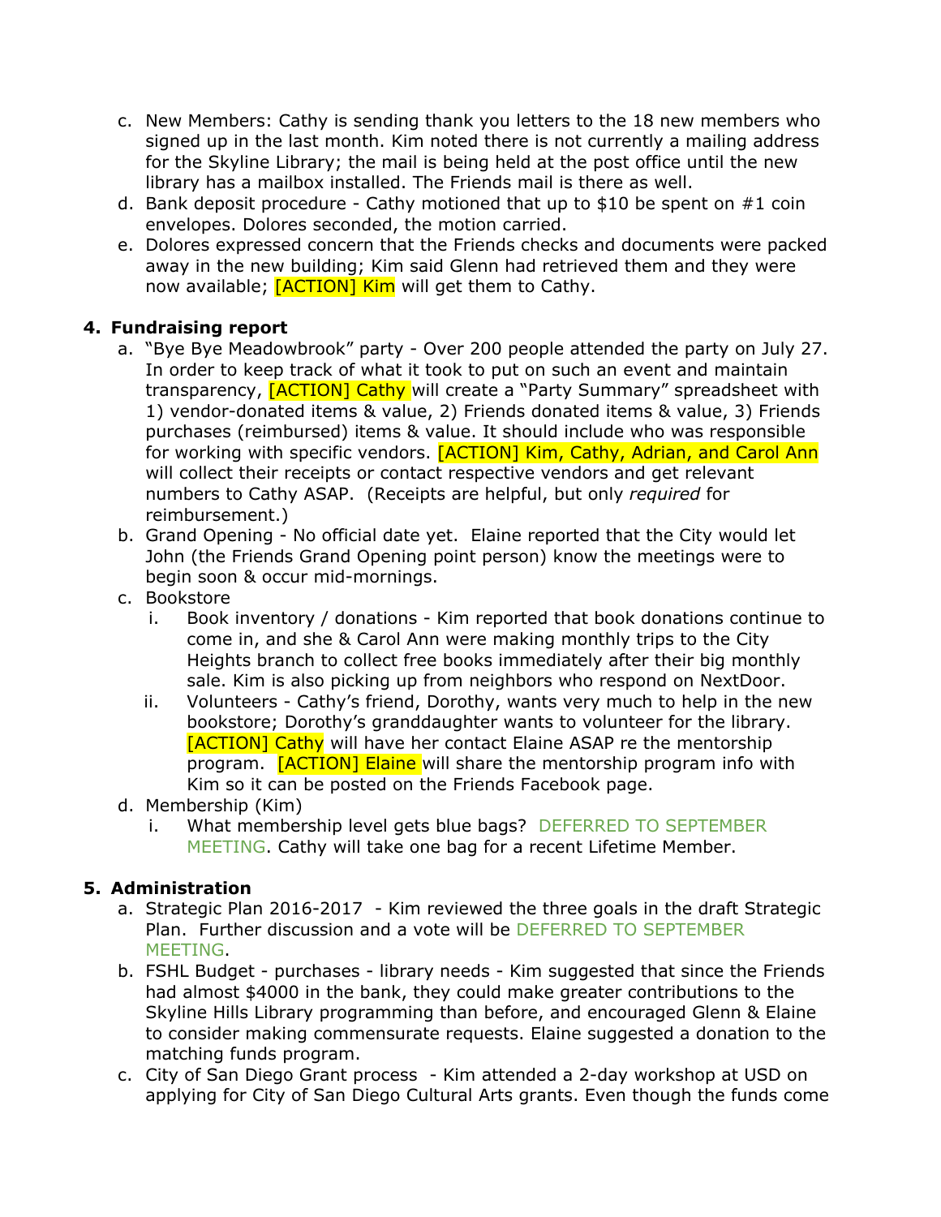c. New Members: Cathy is sending thank you letters to the 18 new members who signed up in the last month. Kim noted there is not currently a mailing address for the Skyline Library; the mail is being held at the post office until the new library has a mailbox installed. The Friends mail is there as well.

d. Bank deposit procedure - Cathy motioned that up to $10 be spent on #1 coin envelopes. Dolores seconded, the motion carried.

e. Dolores expressed concern that the Friends checks and documents were packed away in the new building; Kim said Glenn had retrieved them and they were now available; [ACTION] Kim will get them to Cathy.

**4. Fundraising report**

a. "Bye Bye Meadowbrook" party - Over 200 people attended the party on July 27. In order to keep track of what it took to put on such an event and maintain transparency, [ACTION] Cathy will create a "Party Summary" spreadsheet with 1) vendor-donated items & value, 2) Friends donated items & value, 3) Friends purchases (reimbursed) items & value. It should include who was responsible for working with specific vendors. [ACTION] Kim, Cathy, Adrian, and Carol Ann will collect their receipts or contact respective vendors and get relevant numbers to Cathy ASAP. (Receipts are helpful, but only *required* for reimbursement.)

b. Grand Opening - No official date yet. Elaine reported that the City would let John (the Friends Grand Opening point person) know the meetings were to begin soon & occur mid-mornings.

c. Bookstore

   i. Book inventory / donations - Kim reported that book donations continue to come in, and she & Carol Ann were making monthly trips to the City Heights branch to collect free books immediately after their big monthly sale. Kim is also picking up from neighbors who respond on NextDoor.

   ii. Volunteers - Cathy's friend, Dorothy, wants very much to help in the new bookstore; Dorothy's granddaughter wants to volunteer for the library. [ACTION] Cathy will have her contact Elaine ASAP re the mentorship program. [ACTION] Elaine will share the mentorship program info with Kim so it can be posted on the Friends Facebook page.

d. Membership (Kim)

   i. What membership level gets blue bags? DEFERRED TO SEPTEMBER MEETING. Cathy will take one bag for a recent Lifetime Member.

**5. Administration**

a. Strategic Plan 2016-2017 - Kim reviewed the three goals in the draft Strategic Plan. Further discussion and a vote will be DEFERRED TO SEPTEMBER MEETING.

b. FSHL Budget - purchases - library needs - Kim suggested that since the Friends had almost $4000 in the bank, they could make greater contributions to the Skyline Hills Library programming than before, and encouraged Glenn & Elaine to consider making commensurate requests. Elaine suggested a donation to the matching funds program.

c. City of San Diego Grant process - Kim attended a 2-day workshop at USD on applying for City of San Diego Cultural Arts grants. Even though the funds come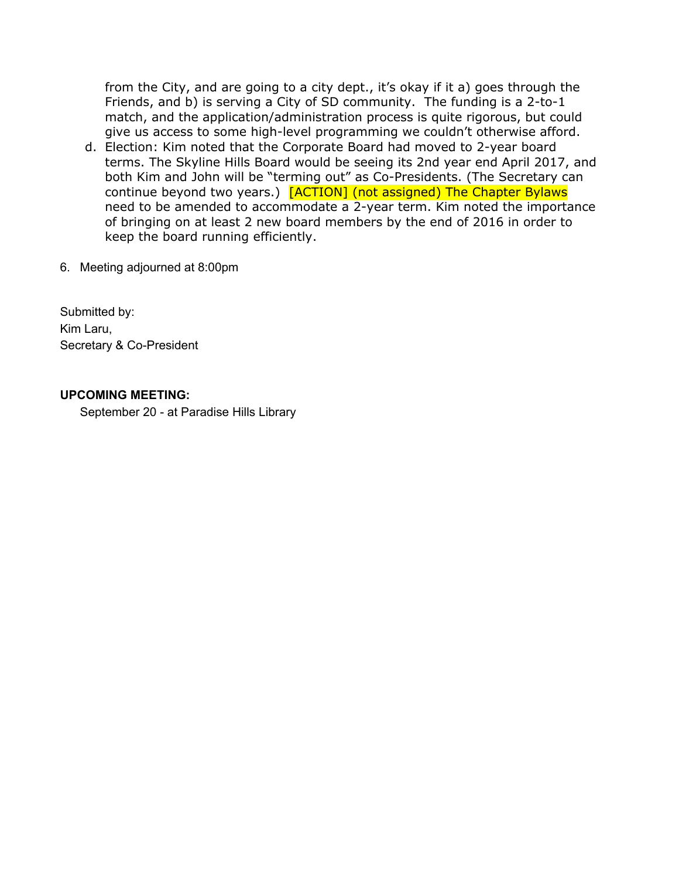from the City, and are going to a city dept., it's okay if it a) goes through the Friends, and b) is serving a City of SD community. The funding is a 2-to-1 match, and the application/administration process is quite rigorous, but could give us access to some high-level programming we couldn't otherwise afford.

d. Election: Kim noted that the Corporate Board had moved to 2-year board terms. The Skyline Hills Board would be seeing its 2nd year end April 2017, and both Kim and John will be "terming out" as Co-Presidents. (The Secretary can continue beyond two years.) [ACTION] (not assigned) The Chapter Bylaws need to be amended to accommodate a 2-year term. Kim noted the importance of bringing on at least 2 new board members by the end of 2016 in order to keep the board running efficiently.

6. Meeting adjourned at 8:00pm

Submitted by:
Kim Laru,
Secretary & Co-President

**UPCOMING MEETING:**

September 20 - at Paradise Hills Library